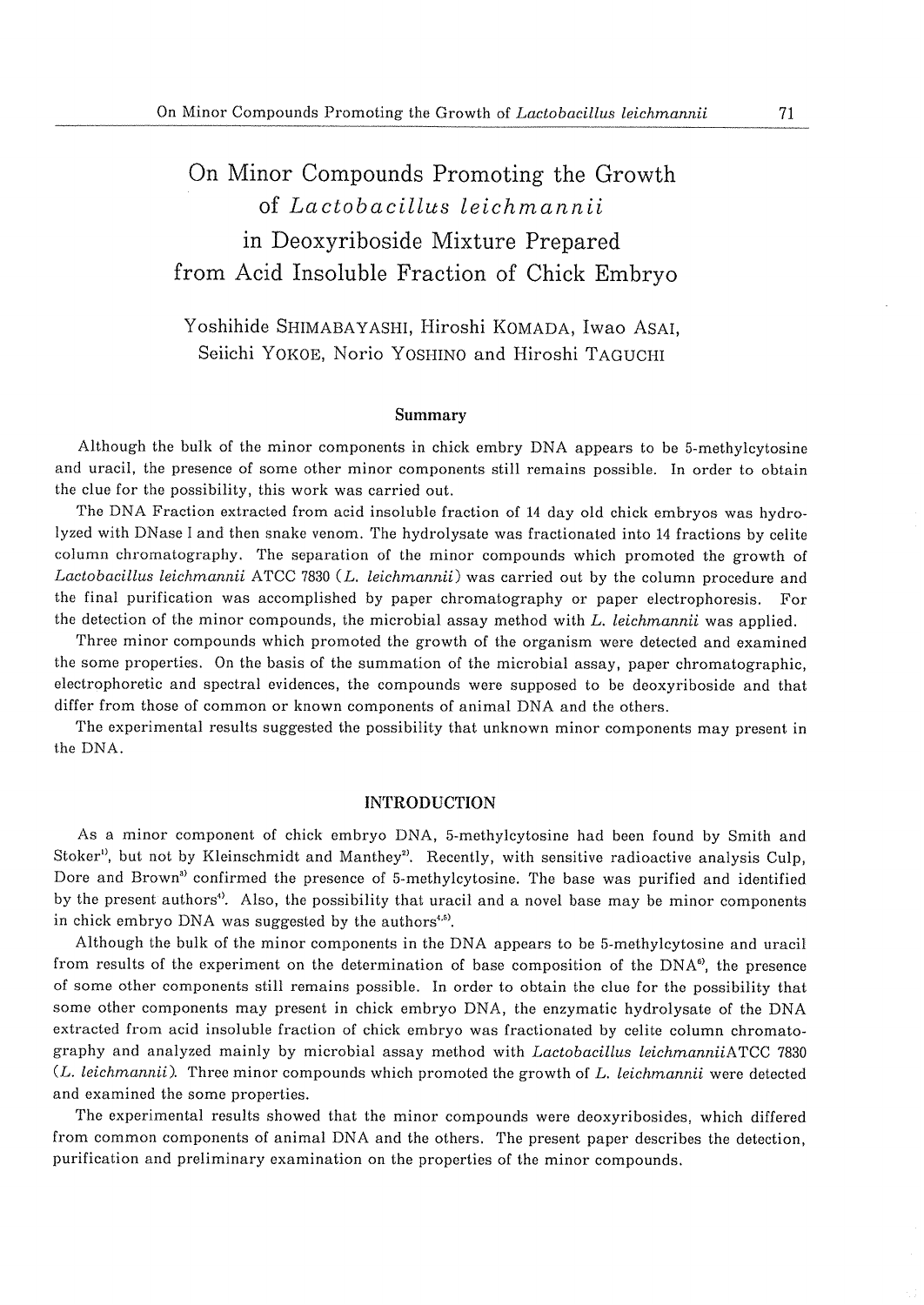# On Minor Compounds Promoting the Growth of *Lactobacillus leichmannii* in Deoxyriboside Mixture Prepared from Acid Insoluble Fraction of Chick Embryo

Yoshihide SHIMABAYASHI, Hiroshi KOMADA, Iwao ASAI, Seiichi YOKOE, Norio YOSHINO and Hiroshi TAGUCHI

## Summary

Although the bulk of the minor components in chick embryo DNA appears to be 5-methylcytosine and uracil, the presence of some other minor components still remains possible. In order to obtain the clue for the possibility, this work was carried out.

The DNA Fraction extracted from acid insoluble fraction of 14 day old chick embryos was hydrolyzed with DNase I and then snake venom. The hydrolysate was fractionated into 14 fractions by celite column chromatography. The separation of the minor compounds which promoted the growth of *Lactobacillus leichmannii* ATCC 7830 (*L. leichmannii*) was carried out by the column procedure and the final purification was accomplished by paper chromatography or paper electrophoresis. For the detection of the minor compounds, the microbial assay method with *L. leichmannii* was applied.

Three minor compounds which promoted the growth of the organism were detected and examined the some properties. On the basis of the summation of the microbial assay, paper chromatographic, electrophoretic and spectral evidences, the compounds were supposed to be deoxyriboside and that differ from those of common or known components of animal DNA and the others.

The experimental results suggested the possibility that unknown minor components may present in the DNA.

## INTRODUCTION

As a minor component of chick embryo DNA, 5-methylcytosine had been found by Smith and Stoker[1], but not by Kleinschmidt and Manthey[2]. Recently, with sensitive radioactive analysis Culp, Dore and Brown[3] confirmed the presence of 5-methylcytosine. The base was purified and identified by the present authors[4]. Also, the possibility that uracil and a novel base may be minor components in chick embryo DNA was suggested by the authors[4,5].

Although the bulk of the minor components in the DNA appears to be 5-methylcytosine and uracil from results of the experiment on the determination of base composition of the DNA[6], the presence of some other components still remains possible. In order to obtain the clue for the possibility that some other components may present in chick embryo DNA, the enzymatic hydrolysate of the DNA extracted from acid insoluble fraction of chick embryo was fractionated by celite column chromatography and analyzed mainly by microbial assay method with *Lactobacillus leichmannii*ATCC 7830 (*L. leichmannii*). Three minor compounds which promoted the growth of *L. leichmannii* were detected and examined the some properties.

The experimental results showed that the minor compounds were deoxyribosides, which differed from common components of animal DNA and the others. The present paper describes the detection, purification and preliminary examination on the properties of the minor compounds.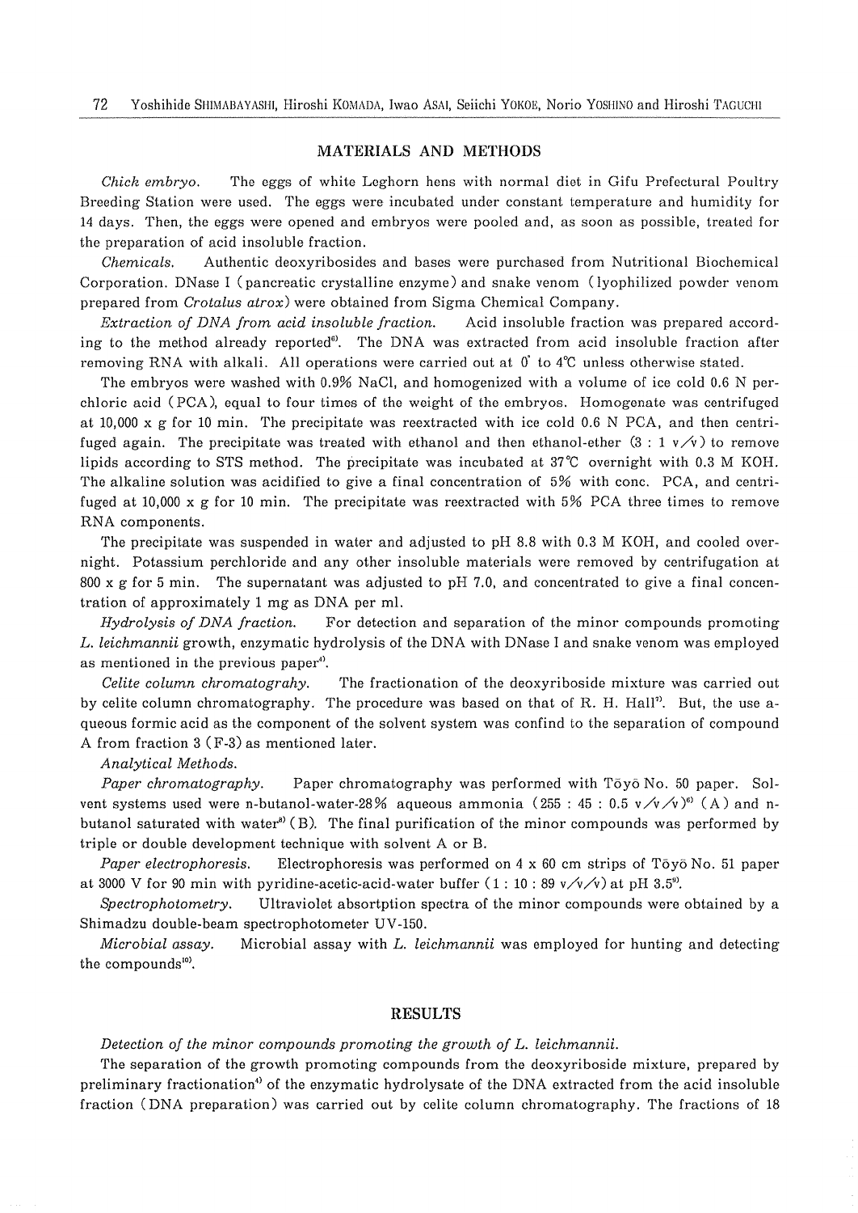## MATERIALS AND METHODS

*Chick embryo.* The eggs of white Leghorn hens with normal diet in Gifu Prefectural Poultry Breeding Station were used. The eggs were incubated under constant temperature and humidity for 14 days. Then, the eggs were opened and embryos were pooled and, as soon as possible, treated for the preparation of acid insoluble fraction.

*Chemicals.* Authentic deoxyribosides and bases were purchased from Nutritional Biochemical Corporation. DNase I (pancreatic crystalline enzyme) and snake venom (lyophilized powder venom prepared from *Crotalus atrox*) were obtained from Sigma Chemical Company.

*Extraction of DNA from acid insoluble fraction.* Acid insoluble fraction was prepared according to the method already reported[6]. The DNA was extracted from acid insoluble fraction after removing RNA with alkali. All operations were carried out at 0° to 4°C unless otherwise stated.

The embryos were washed with 0.9% NaCl, and homogenized with a volume of ice cold 0.6 N perchloric acid (PCA), equal to four times of the weight of the embryos. Homogenate was centrifuged at 10,000 x g for 10 min. The precipitate was reextracted with ice cold 0.6 N PCA, and then centrifuged again. The precipitate was treated with ethanol and then ethanol-ether (3 : 1 v/v) to remove lipids according to STS method. The precipitate was incubated at 37°C overnight with 0.3 M KOH. The alkaline solution was acidified to give a final concentration of 5% with conc. PCA, and centrifuged at 10,000 x g for 10 min. The precipitate was reextracted with 5% PCA three times to remove RNA components.

The precipitate was suspended in water and adjusted to pH 8.8 with 0.3 M KOH, and cooled overnight. Potassium perchloride and any other insoluble materials were removed by centrifugation at 800 x g for 5 min. The supernatant was adjusted to pH 7.0, and concentrated to give a final concentration of approximately 1 mg as DNA per ml.

*Hydrolysis of DNA fraction.* For detection and separation of the minor compounds promoting *L. leichmannii* growth, enzymatic hydrolysis of the DNA with DNase I and snake venom was employed as mentioned in the previous paper[4].

*Celite column chromatograhy.* The fractionation of the deoxyriboside mixture was carried out by celite column chromatography. The procedure was based on that of R. H. Hall[7]. But, the use aqueous formic acid as the component of the solvent system was confind to the separation of compound A from fraction 3 (F-3) as mentioned later.

*Analytical Methods.*

*Paper chromatography.* Paper chromatography was performed with Tōyō No. 50 paper. Solvent systems used were n-butanol-water-28% aqueous ammonia (255 : 45 : 0.5 v/v/v)[6] (A) and n-butanol saturated with water[8] (B). The final purification of the minor compounds was performed by triple or double development technique with solvent A or B.

*Paper electrophoresis.* Electrophoresis was performed on 4 x 60 cm strips of Tōyō No. 51 paper at 3000 V for 90 min with pyridine-acetic-acid-water buffer (1 : 10 : 89 v/v/v) at pH 3.5[9].

*Spectrophotometry.* Ultraviolet absortption spectra of the minor compounds were obtained by a Shimadzu double-beam spectrophotometer UV-150.

*Microbial assay.* Microbial assay with *L. leichmannii* was employed for hunting and detecting the compounds[10].

## RESULTS

*Detection of the minor compounds promoting the growth of L. leichmannii.*

The separation of the growth promoting compounds from the deoxyriboside mixture, prepared by preliminary fractionation[4] of the enzymatic hydrolysate of the DNA extracted from the acid insoluble fraction (DNA preparation) was carried out by celite column chromatography. The fractions of 18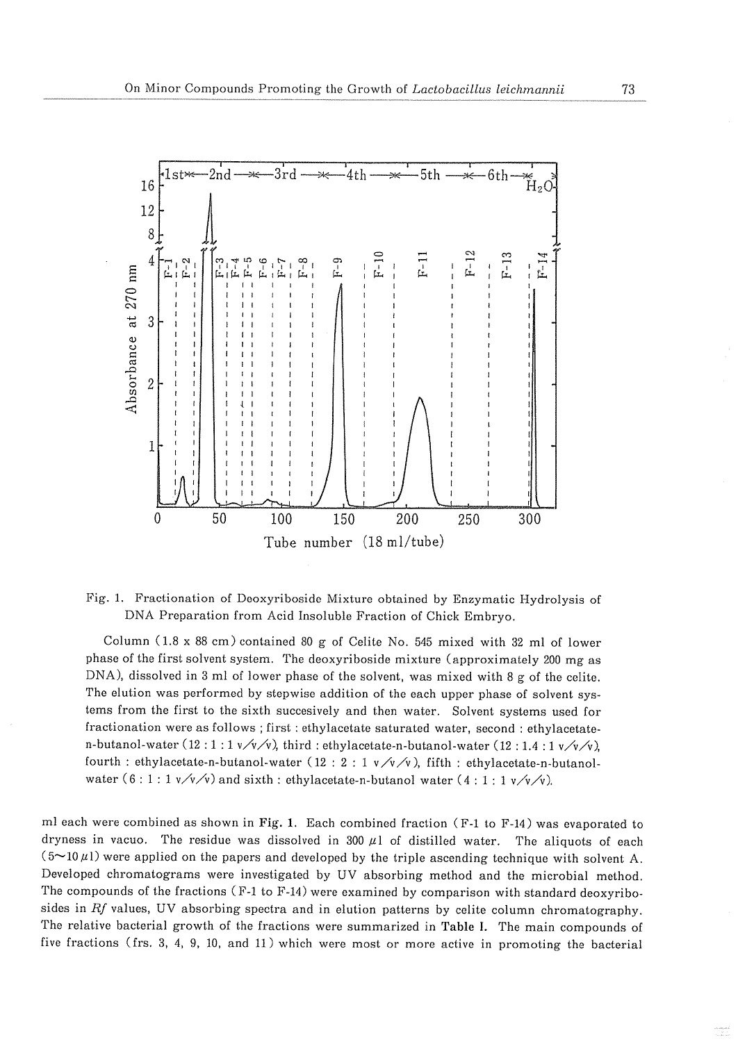Fig. 1. Fractionation of Deoxyriboside Mixture obtained by Enzymatic Hydrolysis of DNA Preparation from Acid Insoluble Fraction of Chick Embryo.

Column (1.8 x 88 cm) contained 80 g of Celite No. 545 mixed with 32 ml of lower phase of the first solvent system. The deoxyriboside mixture (approximately 200 mg as DNA), dissolved in 3 ml of lower phase of the solvent, was mixed with 8 g of the celite. The elution was performed by stepwise addition of the each upper phase of solvent systems from the first to the sixth succesively and then water. Solvent systems used for fractionation were as follows ; first : ethylacetate saturated water, second : ethylacetate-n-butanol-water (12 : 1 : 1 v/v/v), third : ethylacetate-n-butanol-water (12 : 1.4 : 1 v/v/v), fourth : ethylacetate-n-butanol-water (12 : 2 : 1 v/v/v), fifth : ethylacetate-n-butanol-water (6 : 1 : 1 v/v/v) and sixth : ethylacetate-n-butanol water (4 : 1 : 1 v/v/v).

ml each were combined as shown in **Fig. 1**. Each combined fraction (F-1 to F-14) was evaporated to dryness in vacuo. The residue was dissolved in 300 $\mu$l of distilled water. The aliquots of each (5~10 $\mu$l) were applied on the papers and developed by the triple ascending technique with solvent A. Developed chromatograms were investigated by UV absorbing method and the microbial method. The compounds of the fractions (F-1 to F-14) were examined by comparison with standard deoxyribosides in *Rf* values, UV absorbing spectra and in elution patterns by celite column chromatography. The relative bacterial growth of the fractions were summarized in **Table I**. The main compounds of five fractions (frs. 3, 4, 9, 10, and 11) which were most or more active in promoting the bacterial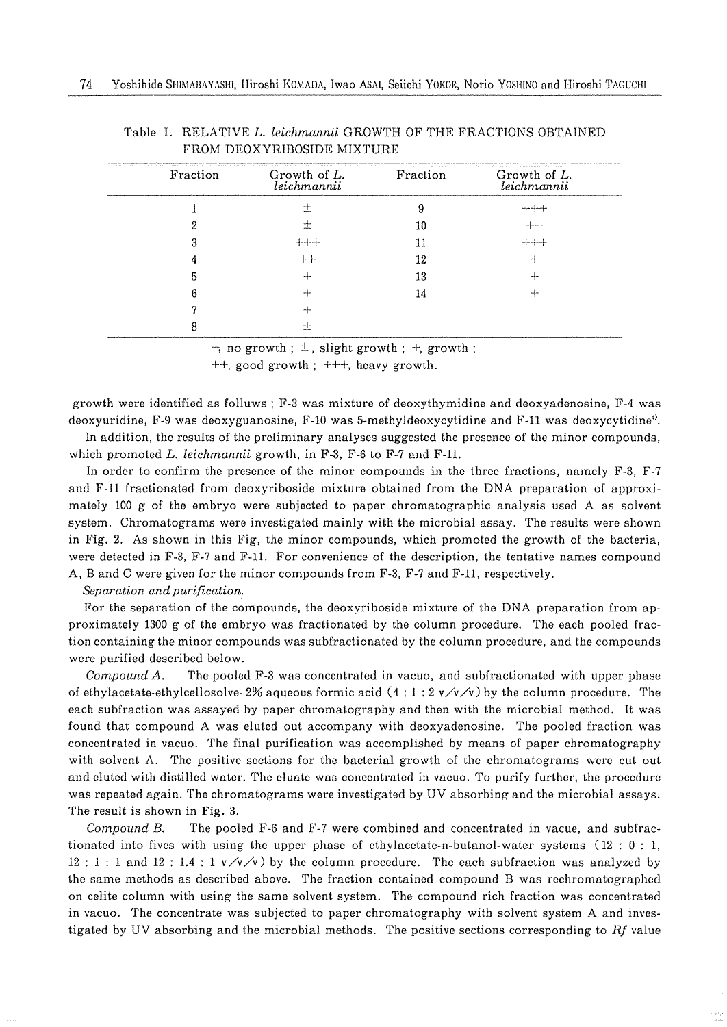Table I. RELATIVE *L. leichmannii* GROWTH OF THE FRACTIONS OBTAINED FROM DEOXYRIBOSIDE MIXTURE

| Fraction | Growth of *L. leichmannii* | Fraction | Growth of *L. leichmannii* |
|---|---|---|---|
| 1 | ± | 9 | +++ |
| 2 | ± | 10 | ++ |
| 3 | +++ | 11 | +++ |
| 4 | ++ | 12 | + |
| 5 | + | 13 | + |
| 6 | + | 14 | + |
| 7 | + | | |
| 8 | ± | | |

−, no growth ; ±, slight growth ; +, growth ;
++, good growth ; +++, heavy growth.

growth were identified as folluws ; F-3 was mixture of deoxythymidine and deoxyadenosine, F-4 was deoxyuridine, F-9 was deoxyguanosine, F-10 was 5-methyldeoxycytidine and F-11 was deoxycytidine[4].

In addition, the results of the preliminary analyses suggested the presence of the minor compounds, which promoted *L. leichmannii* growth, in F-3, F-6 to F-7 and F-11.

In order to confirm the presence of the minor compounds in the three fractions, namely F-3, F-7 and F-11 fractionated from deoxyriboside mixture obtained from the DNA preparation of approximately 100 g of the embryo were subjected to paper chromatographic analysis used A as solvent system. Chromatograms were investigated mainly with the microbial assay. The results were shown in **Fig. 2**. As shown in this Fig, the minor compounds, which promoted the growth of the bacteria, were detected in F-3, F-7 and F-11. For convenience of the description, the tentative names compound A, B and C were given for the minor compounds from F-3, F-7 and F-11, respectively.

*Separation and purification.*

For the separation of the compounds, the deoxyriboside mixture of the DNA preparation from approximately 1300 g of the embryo was fractionated by the column procedure. The each pooled fraction containing the minor compounds was subfractionated by the column procedure, and the compounds were purified described below.

*Compound A.* The pooled F-3 was concentrated in vacuo, and subfractionated with upper phase of ethylacetate-ethylcellosolve- 2% aqueous formic acid (4 : 1 : 2 v/v/v) by the column procedure. The each subfraction was assayed by paper chromatography and then with the microbial method. It was found that compound A was eluted out accompany with deoxyadenosine. The pooled fraction was concentrated in vacuo. The final purification was accomplished by means of paper chromatography with solvent A. The positive sections for the bacterial growth of the chromatograms were cut out and eluted with distilled water. The eluate was concentrated in vacuo. To purify further, the procedure was repeated again. The chromatograms were investigated by UV absorbing and the microbial assays. The result is shown in **Fig. 3**.

*Compound B.* The pooled F-6 and F-7 were combined and concentrated in vacue, and subfractionated into fives with using the upper phase of ethylacetate-n-butanol-water systems (12 : 0 : 1, 12 : 1 : 1 and 12 : 1.4 : 1 v/v/v) by the column procedure. The each subfraction was analyzed by the same methods as described above. The fraction contained compound B was rechromatographed on celite column with using the same solvent system. The compound rich fraction was concentrated in vacuo. The concentrate was subjected to paper chromatography with solvent system A and investigated by UV absorbing and the microbial methods. The positive sections corresponding to *Rf* value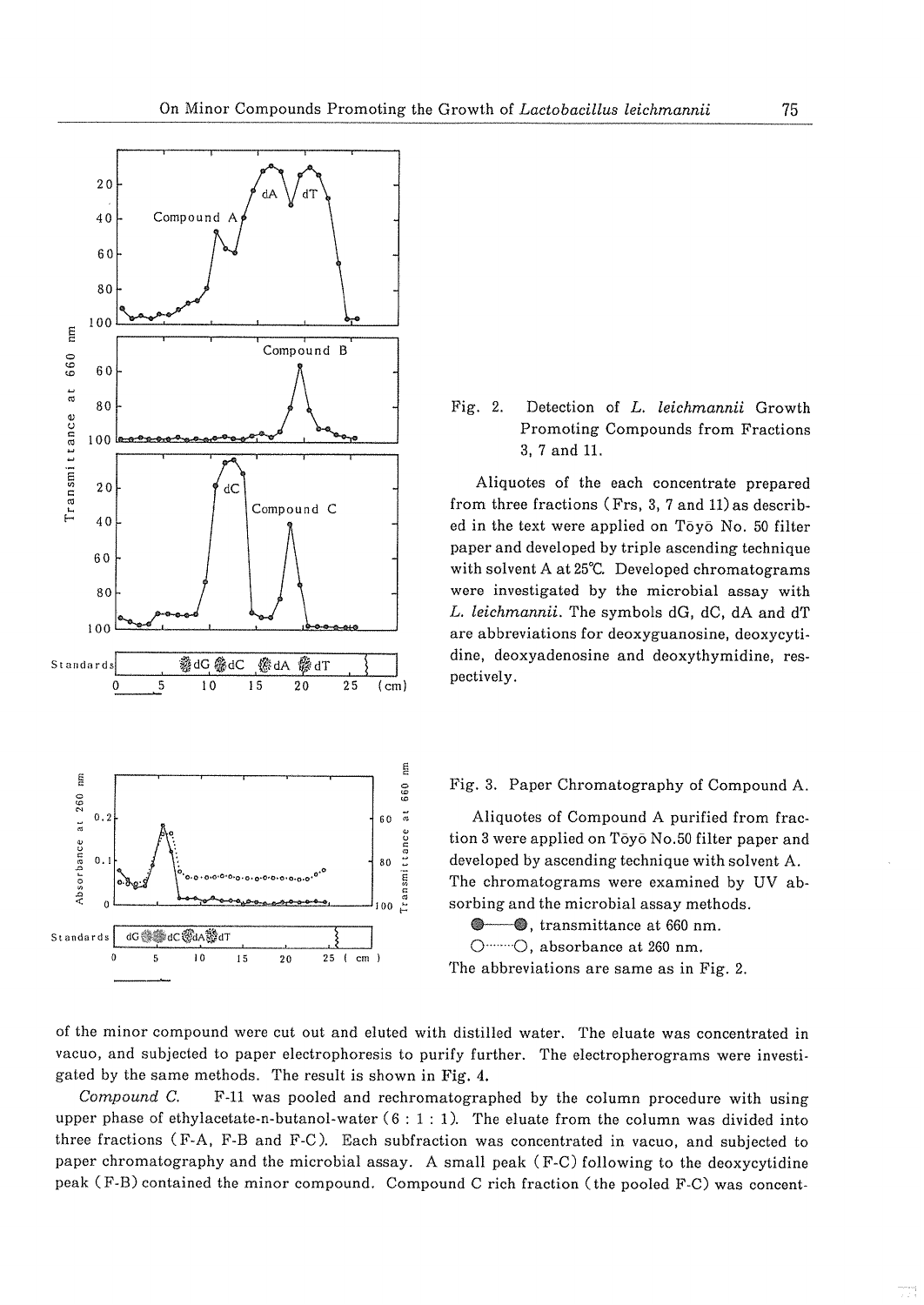Fig. 2. Detection of *L. leichmannii* Growth Promoting Compounds from Fractions 3, 7 and 11.

Aliquotes of the each concentrate prepared from three fractions (Frs, 3, 7 and 11) as described in the text were applied on Tōyō No. 50 filter paper and developed by triple ascending technique with solvent A at 25℃. Developed chromatograms were investigated by the microbial assay with *L. leichmannii*. The symbols dG, dC, dA and dT are abbreviations for deoxyguanosine, deoxycytidine, deoxyadenosine and deoxythymidine, respectively.

Fig. 3. Paper Chromatography of Compound A.

Aliquotes of Compound A purified from fraction 3 were applied on Tōyō No.50 filter paper and developed by ascending technique with solvent A. The chromatograms were examined by UV absorbing and the microbial assay methods.

●——●, transmittance at 660 nm.
○·······○, absorbance at 260 nm.
The abbreviations are same as in Fig. 2.

of the minor compound were cut out and eluted with distilled water. The eluate was concentrated in vacuo, and subjected to paper electrophoresis to purify further. The electropherograms were investigated by the same methods. The result is shown in Fig. 4.

*Compound C.* F-11 was pooled and rechromatographed by the column procedure with using upper phase of ethylacetate-n-butanol-water (6 : 1 : 1). The eluate from the column was divided into three fractions (F-A, F-B and F-C). Each subfraction was concentrated in vacuo, and subjected to paper chromatography and the microbial assay. A small peak (F-C) following to the deoxycytidine peak (F-B) contained the minor compound. Compound C rich fraction (the pooled F-C) was concent-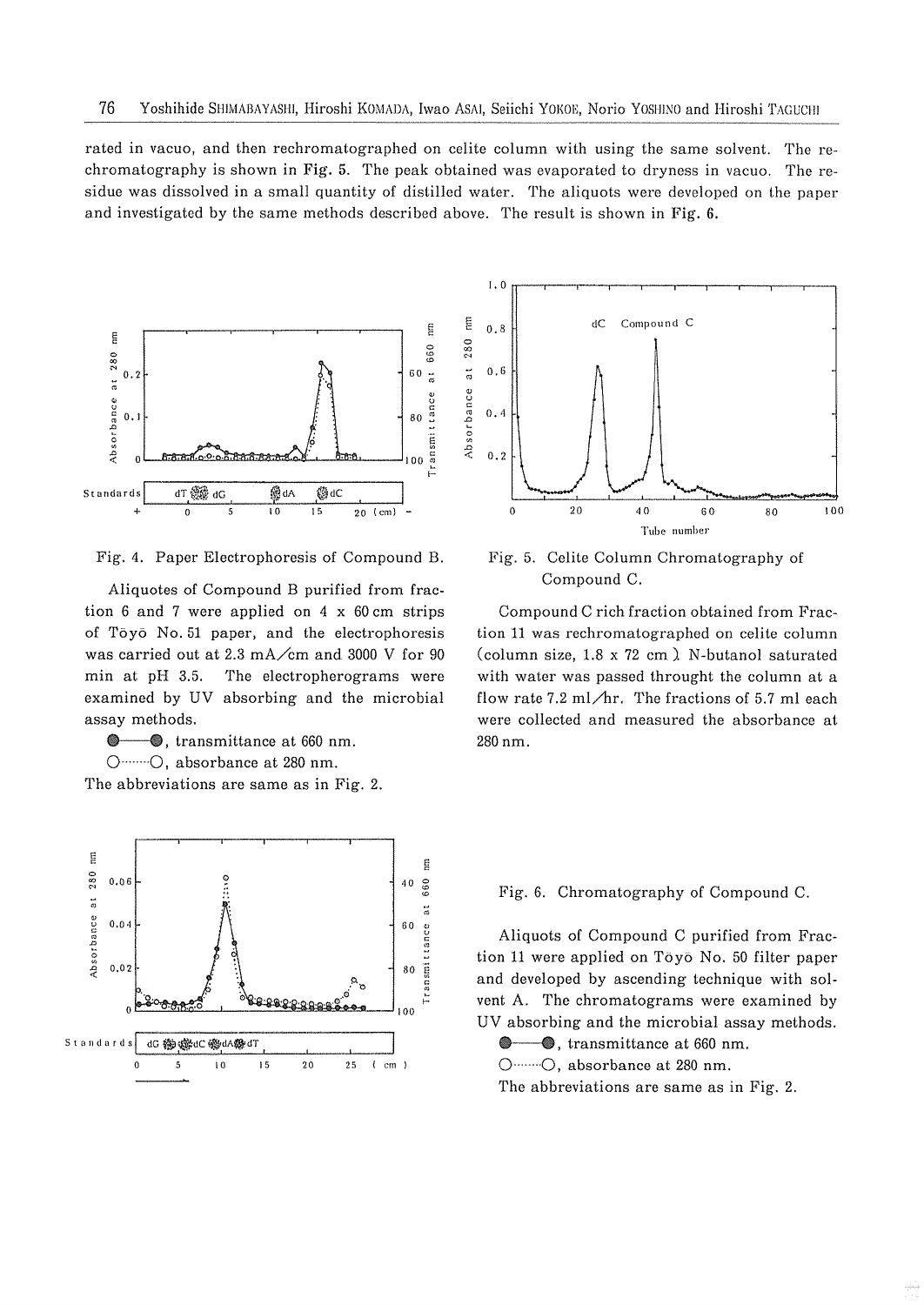rated in vacuo, and then rechromatographed on celite column with using the same solvent. The rechromatography is shown in **Fig. 5**. The peak obtained was evaporated to dryness in vacuo. The residue was dissolved in a small quantity of distilled water. The aliquots were developed on the paper and investigated by the same methods described above. The result is shown in **Fig. 6.**

Fig. 4. Paper Electrophoresis of Compound B.

Aliquotes of Compound B purified from fraction 6 and 7 were applied on 4 x 60 cm strips of Tōyō No. 51 paper, and the electrophoresis was carried out at 2.3 mA/cm and 3000 V for 90 min at pH 3.5. The electropherograms were examined by UV absorbing and the microbial assay methods.

●——●, transmittance at 660 nm.

○……○, absorbance at 280 nm.

The abbreviations are same as in Fig. 2.

Fig. 5. Celite Column Chromatography of Compound C.

Compound C rich fraction obtained from Fraction 11 was rechromatographed on celite column (column size, 1.8 x 72 cm). N-butanol saturated with water was passed throught the column at a flow rate 7.2 ml/hr. The fractions of 5.7 ml each were collected and measured the absorbance at 280 nm.

Fig. 6. Chromatography of Compound C.

Aliquots of Compound C purified from Fraction 11 were applied on Tōyō No. 50 filter paper and developed by ascending technique with solvent A. The chromatograms were examined by UV absorbing and the microbial assay methods.

●——●, transmittance at 660 nm.

○……○, absorbance at 280 nm.

The abbreviations are same as in Fig. 2.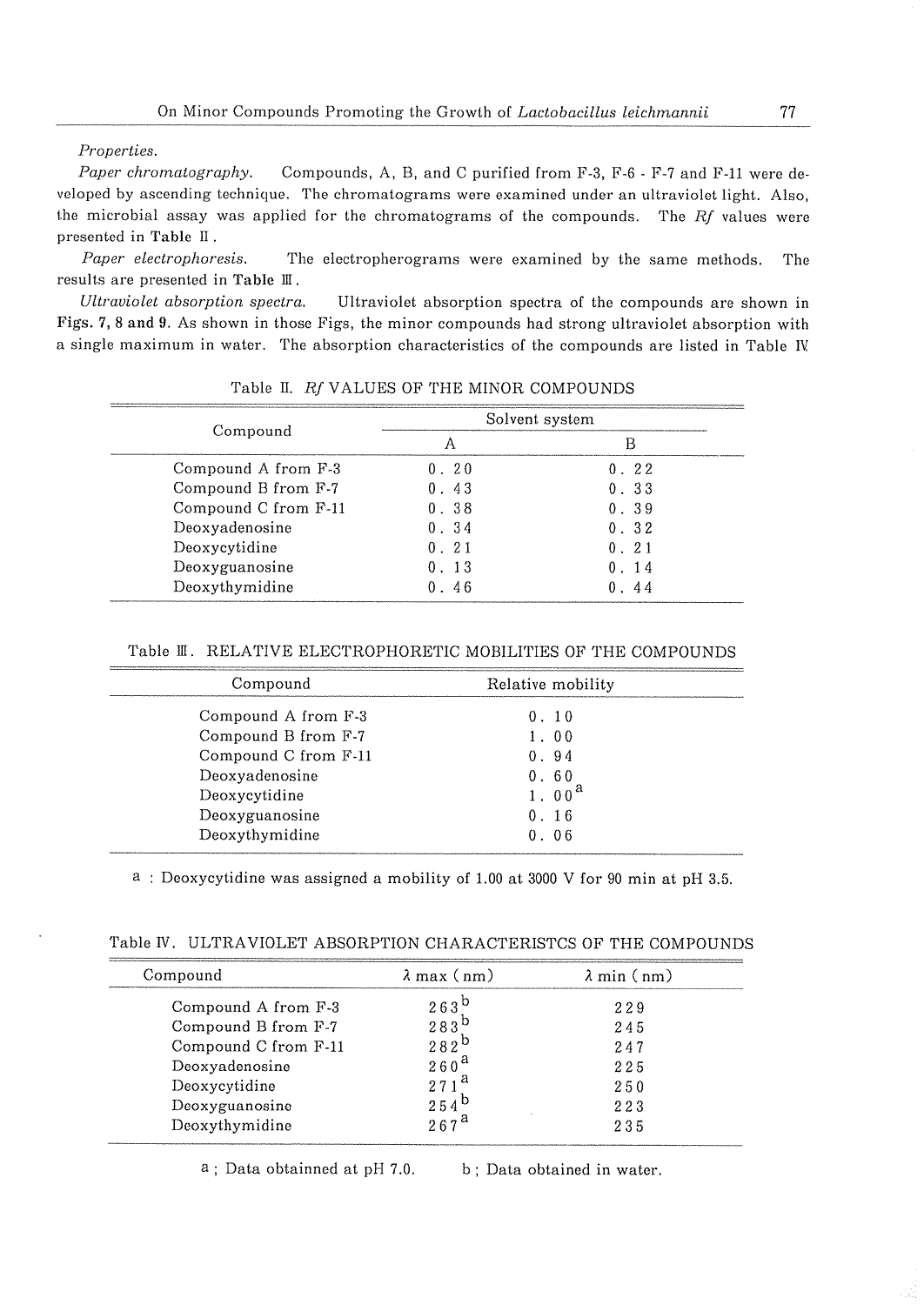*Properties.*

*Paper chromatography.* Compounds, A, B, and C purified from F-3, F-6 - F-7 and F-11 were developed by ascending technique. The chromatograms were examined under an ultraviolet light. Also, the microbial assay was applied for the chromatograms of the compounds. The *Rf* values were presented in **Table II**.

*Paper electrophoresis.* The electropherograms were examined by the same methods. The results are presented in **Table III**.

*Ultraviolet absorption spectra.* Ultraviolet absorption spectra of the compounds are shown in **Figs. 7, 8 and 9**. As shown in those Figs, the minor compounds had strong ultraviolet absorption with a single maximum in water. The absorption characteristics of the compounds are listed in Table IV.

Table II. *Rf* VALUES OF THE MINOR COMPOUNDS

| Compound | Solvent system | |
|---|---|---|
| | A | B |
| Compound A from F-3 | 0.20 | 0.22 |
| Compound B from F-7 | 0.43 | 0.33 |
| Compound C from F-11 | 0.38 | 0.39 |
| Deoxyadenosine | 0.34 | 0.32 |
| Deoxycytidine | 0.21 | 0.21 |
| Deoxyguanosine | 0.13 | 0.14 |
| Deoxythymidine | 0.46 | 0.44 |

Table III. RELATIVE ELECTROPHORETIC MOBILITIES OF THE COMPOUNDS

| Compound | Relative mobility |
|---|---|
| Compound A from F-3 | 0.10 |
| Compound B from F-7 | 1.00 |
| Compound C from F-11 | 0.94 |
| Deoxyadenosine | 0.60 |
| Deoxycytidine | 1.00[a] |
| Deoxyguanosine | 0.16 |
| Deoxythymidine | 0.06 |

a : Deoxycytidine was assigned a mobility of 1.00 at 3000 V for 90 min at pH 3.5.

Table IV. ULTRAVIOLET ABSORPTION CHARACTERISTCS OF THE COMPOUNDS

| Compound | $\lambda$ max (nm) | $\lambda$ min (nm) |
|---|---|---|
| Compound A from F-3 | 263[b] | 229 |
| Compound B from F-7 | 283[b] | 245 |
| Compound C from F-11 | 282[b] | 247 |
| Deoxyadenosine | 260[a] | 225 |
| Deoxycytidine | 271[a] | 250 |
| Deoxyguanosine | 254[b] | 223 |
| Deoxythymidine | 267[a] | 235 |

a ; Data obtainned at pH 7.0. b ; Data obtained in water.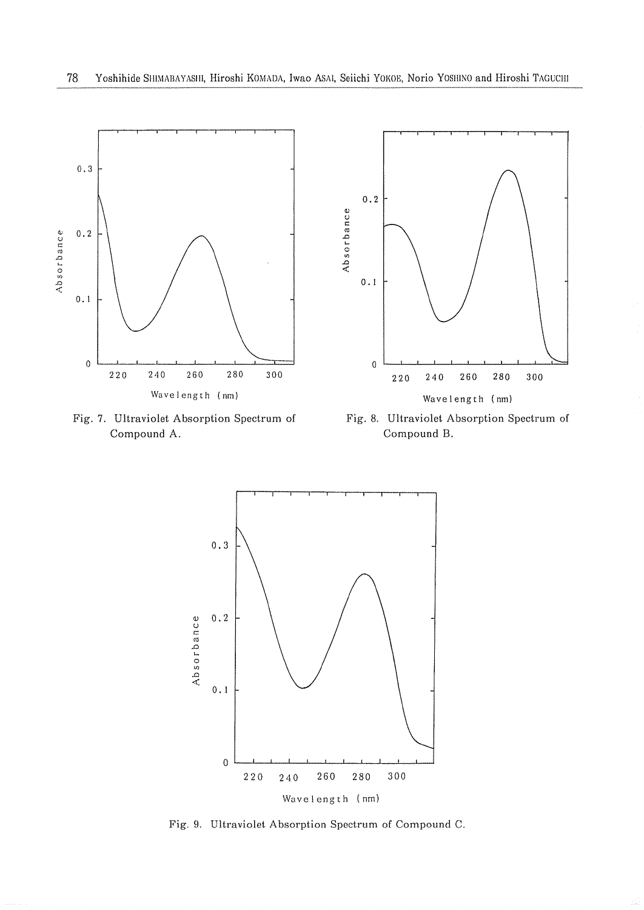Fig. 7. Ultraviolet Absorption Spectrum of Compound A.

Fig. 8. Ultraviolet Absorption Spectrum of Compound B.

Fig. 9. Ultraviolet Absorption Spectrum of Compound C.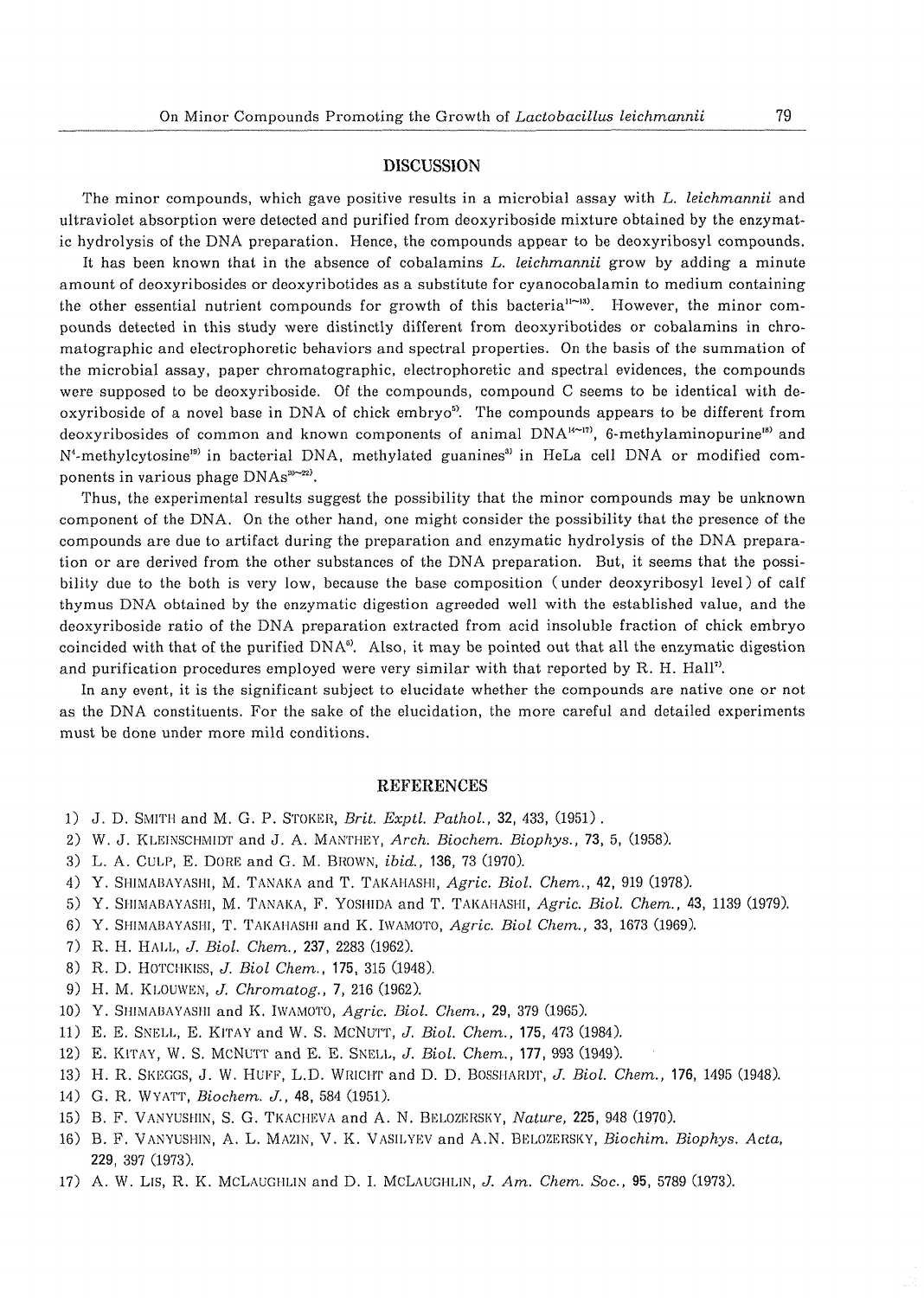## DISCUSSION

The minor compounds, which gave positive results in a microbial assay with *L. leichmannii* and ultraviolet absorption were detected and purified from deoxyriboside mixture obtained by the enzymatic hydrolysis of the DNA preparation. Hence, the compounds appear to be deoxyribosyl compounds.

It has been known that in the absence of cobalamins *L. leichmannii* grow by adding a minute amount of deoxyribosides or deoxyribotides as a substitute for cyanocobalamin to medium containing the other essential nutrient compounds for growth of this bacteria[11~13]. However, the minor compounds detected in this study were distinctly different from deoxyribotides or cobalamins in chromatographic and electrophoretic behaviors and spectral properties. On the basis of the summation of the microbial assay, paper chromatographic, electrophoretic and spectral evidences, the compounds were supposed to be deoxyriboside. Of the compounds, compound C seems to be identical with deoxyriboside of a novel base in DNA of chick embryo[5]. The compounds appears to be different from deoxyribosides of common and known components of animal DNA[14~17], 6-methylaminopurine[18] and $N^4$-methylcytosine[19] in bacterial DNA, methylated guanines[3] in HeLa cell DNA or modified components in various phage DNAs[20~22].

Thus, the experimental results suggest the possibility that the minor compounds may be unknown component of the DNA. On the other hand, one might consider the possibility that the presence of the compounds are due to artifact during the preparation and enzymatic hydrolysis of the DNA preparation or are derived from the other substances of the DNA preparation. But, it seems that the possibility due to the both is very low, because the base composition (under deoxyribosyl level) of calf thymus DNA obtained by the enzymatic digestion agreeded well with the established value, and the deoxyriboside ratio of the DNA preparation extracted from acid insoluble fraction of chick embryo coincided with that of the purified DNA[6]. Also, it may be pointed out that all the enzymatic digestion and purification procedures employed were very similar with that reported by R. H. Hall[7].

In any event, it is the significant subject to elucidate whether the compounds are native one or not as the DNA constituents. For the sake of the elucidation, the more careful and detailed experiments must be done under more mild conditions.

## REFERENCES

1) J. D. Smith and M. G. P. Stoker, *Brit. Exptl. Pathol.*, **32**, 433, (1951).
2) W. J. Kleinschmidt and J. A. Manthey, *Arch. Biochem. Biophys.*, **73**, 5, (1958).
3) L. A. Culp, E. Dore and G. M. Brown, *ibid.*, **136**, 73 (1970).
4) Y. Shimabayashi, M. Tanaka and T. Takahashi, *Agric. Biol. Chem.*, **42**, 919 (1978).
5) Y. Shimabayashi, M. Tanaka, F. Yoshida and T. Takahashi, *Agric. Biol. Chem.*, **43**, 1139 (1979).
6) Y. Shimabayashi, T. Takahashi and K. Iwamoto, *Agric. Biol Chem.*, **33**, 1673 (1969).
7) R. H. Hall, *J. Biol. Chem.*, **237**, 2283 (1962).
8) R. D. Hotchkiss, *J. Biol Chem.*, **175**, 315 (1948).
9) H. M. Klouwen, *J. Chromatog.*, **7**, 216 (1962).
10) Y. Shimabayashi and K. Iwamoto, *Agric. Biol. Chem.*, **29**, 379 (1965).
11) E. E. Snell, E. Kitay and W. S. McNutt, *J. Biol. Chem.*, **175**, 473 (1984).
12) E. Kitay, W. S. McNutt and E. E. Snell, *J. Biol. Chem.*, **177**, 993 (1949).
13) H. R. Skeggs, J. W. Huff, L.D. Wright and D. D. Bosshardt, *J. Biol. Chem.*, **176**, 1495 (1948).
14) G. R. Wyatt, *Biochem. J.*, **48**, 584 (1951).
15) B. F. Vanyushin, S. G. Tkacheva and A. N. Belozersky, *Nature*, **225**, 948 (1970).
16) B. F. Vanyushin, A. L. Mazin, V. K. Vasilyev and A.N. Belozersky, *Biochim. Biophys. Acta*, **229**, 397 (1973).
17) A. W. Lis, R. K. McLaughlin and D. I. McLaughlin, *J. Am. Chem. Soc.*, **95**, 5789 (1973).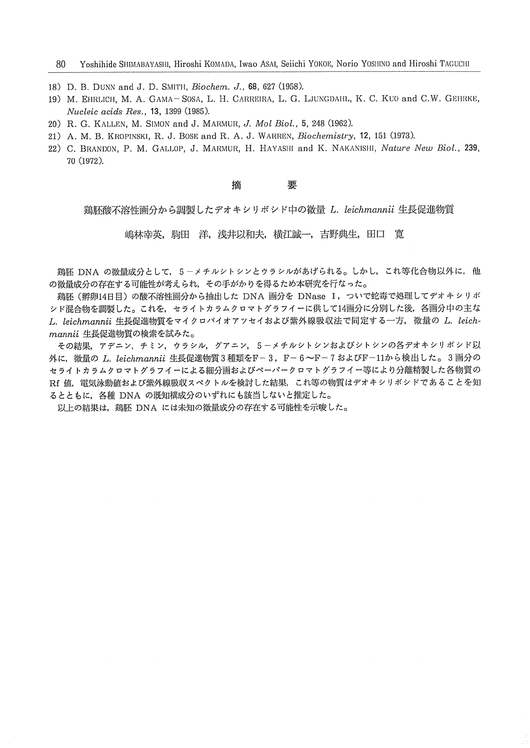18) D. B. DUNN and J. D. SMITH, *Biochem. J.*, **68**, 627 (1958).
19) M. EHRLICH, M. A. GAMA-SOSA, L. H. CARREIRA, L. G. LJUNGDAHL, K. C. KUO and C.W. GEHRKE, *Nucleic acids Res.*, **13**, 1399 (1985).
20) R. G. KALLEN, M. SIMON and J. MARMUR, *J. Mol Biol.*, **5**, 248 (1962).
21) A. M. B. KROPINSKI, R. J. BOSE and R. A. J. WARREN, *Biochemistry*, **12**, 151 (1973).
22) C. BRANDON, P. M. GALLOP, J. MARMUR, H. HAYASHI and K. NAKANISHI, *Nature New Biol.*, **239**, 70 (1972).

## 摘　　要

### 鶏胚酸不溶性画分から調製したデオキシリボシド中の微量 *L. leichmannii* 生長促進物質

嶋林幸英，駒田　洋，浅井以和夫，横江誠一，吉野典生，田口　寛

鶏胚 DNA の微量成分として，5－メチルシトシンとウラシルがあげられる。しかし，これ等化合物以外に，他の微量成分の存在する可能性が考えられ，その手がかりを得るため本研究を行なった。

鶏胚（孵卵14日目）の酸不溶性画分から抽出した DNA 画分を DNase Ｉ，ついで蛇毒で処理してデオキシリボシド混合物を調製した。これを，セライトカラムクロマトグラフイーに供して14画分に分別した後，各画分中の主な *L. leichmannii* 生長促進物質をマイクロバイオアツセイおよび紫外線吸収法で同定する一方，微量の *L. leichmannii* 生長促進物質の検索を試みた。

その結果，アデニン，チミン，ウラシル，グアニン，5－メチルシトシンおよびシトシンの各デオキシリボシド以外に，微量の *L. leichmannii* 生長促進物質3種類をF－3，F－6～F－7およびF－11から検出した。3画分のセライトカラムクロマトグラフイーによる細分画およびペーパークロマトグラフイー等により分離精製した各物質の Rf 値，電気泳動値および紫外線吸収スペクトルを検討した結果，これ等の物質はデオキシリボシドであることを知るとともに，各種 DNA の既知構成分のいずれにも該当しないと推定した。

以上の結果は，鶏胚 DNA には未知の微量成分の存在する可能性を示唆した。